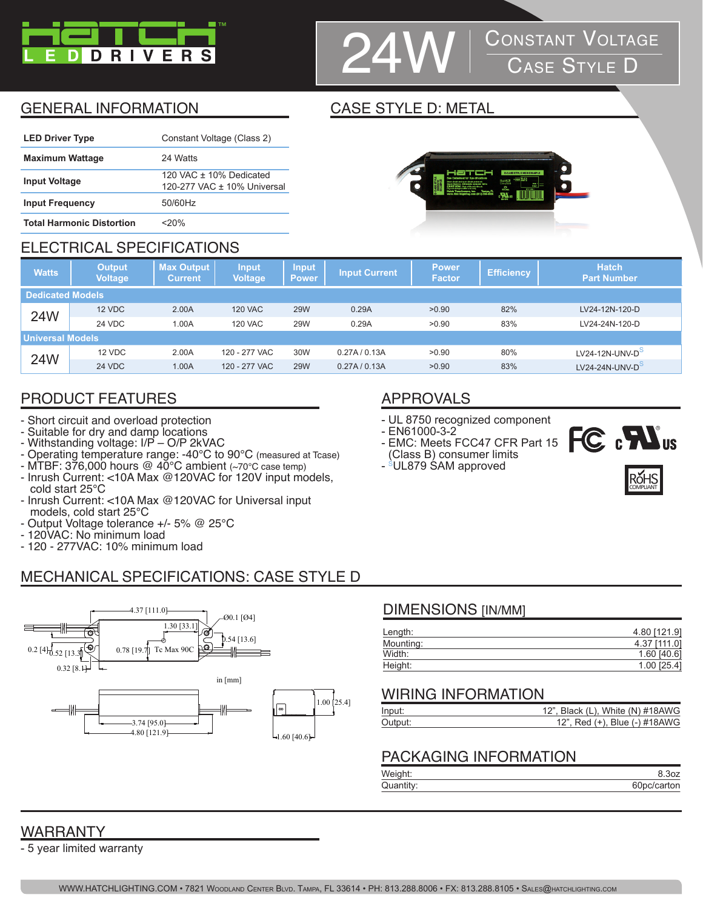# HATCH LED DRIVERS

# 24W Constant Voltage Case Style D

## GENERAL INFORMATION

| | |
|---|---|
| **LED Driver Type** | Constant Voltage (Class 2) |
| **Maximum Wattage** | 24 Watts |
| **Input Voltage** | 120 VAC ± 10% Dedicated<br>120-277 VAC ± 10% Universal |
| **Input Frequency** | 50/60Hz |
| **Total Harmonic Distortion** | <20% |

## CASE STYLE D: METAL

## ELECTRICAL SPECIFICATIONS

| Watts | Output Voltage | Max Output Current | Input Voltage | Input Power | Input Current | Power Factor | Efficiency | Hatch Part Number |
|---|---|---|---|---|---|---|---|---|
| **Dedicated Models** | | | | | | | | |
| 24W | 12 VDC | 2.00A | 120 VAC | 29W | 0.29A | >0.90 | 82% | LV24-12N-120-D |
| | 24 VDC | 1.00A | 120 VAC | 29W | 0.29A | >0.90 | 83% | LV24-24N-120-D |
| **Universal Models** | | | | | | | | |
| 24W | 12 VDC | 2.00A | 120 - 277 VAC | 30W | 0.27A / 0.13A | >0.90 | 80% | LV24-12N-UNV-D[S] |
| | 24 VDC | 1.00A | 120 - 277 VAC | 29W | 0.27A / 0.13A | >0.90 | 83% | LV24-24N-UNV-D[S] |

## PRODUCT FEATURES

- Short circuit and overload protection
- Suitable for dry and damp locations
- Withstanding voltage: I/P – O/P 2kVAC
- Operating temperature range: -40°C to 90°C (measured at Tcase)
- MTBF: 376,000 hours @ 40°C ambient (~70°C case temp)
- Inrush Current: <10A Max @120VAC for 120V input models, cold start 25°C
- Inrush Current: <10A Max @120VAC for Universal input models, cold start 25°C
- Output Voltage tolerance +/- 5% @ 25°C
- 120VAC: No minimum load
- 120 - 277VAC: 10% minimum load

## APPROVALS

- UL 8750 recognized component
- EN61000-3-2
- EMC: Meets FCC47 CFR Part 15 (Class B) consumer limits
- [S]UL879 SAM approved

## MECHANICAL SPECIFICATIONS: CASE STYLE D

4.37 [111.0]
Ø0.1 [Ø4]
1.30 [33.1]
0.54 [13.6]
0.2 [4]
0.52 [13.3]
0.78 [19.7]
Tc Max 90C
0.32 [8.1]
in [mm]
3.74 [95.0]
4.80 [121.9]
1.00 [25.4]
1.60 [40.6]

### DIMENSIONS [IN/MM]

| | |
|---|---|
| Length: | 4.80 [121.9] |
| Mounting: | 4.37 [111.0] |
| Width: | 1.60 [40.6] |
| Height: | 1.00 [25.4] |

### WIRING INFORMATION

| | |
|---|---|
| Input: | 12", Black (L), White (N) #18AWG |
| Output: | 12", Red (+), Blue (-) #18AWG |

### PACKAGING INFORMATION

| | |
|---|---|
| Weight: | 8.3oz |
| Quantity: | 60pc/carton |

## WARRANTY

- 5 year limited warranty

WWW.HATCHLIGHTING.COM • 7821 Woodland Center Blvd. Tampa, FL 33614 • PH: 813.288.8006 • FX: 813.288.8105 • Sales@hatchlighting.com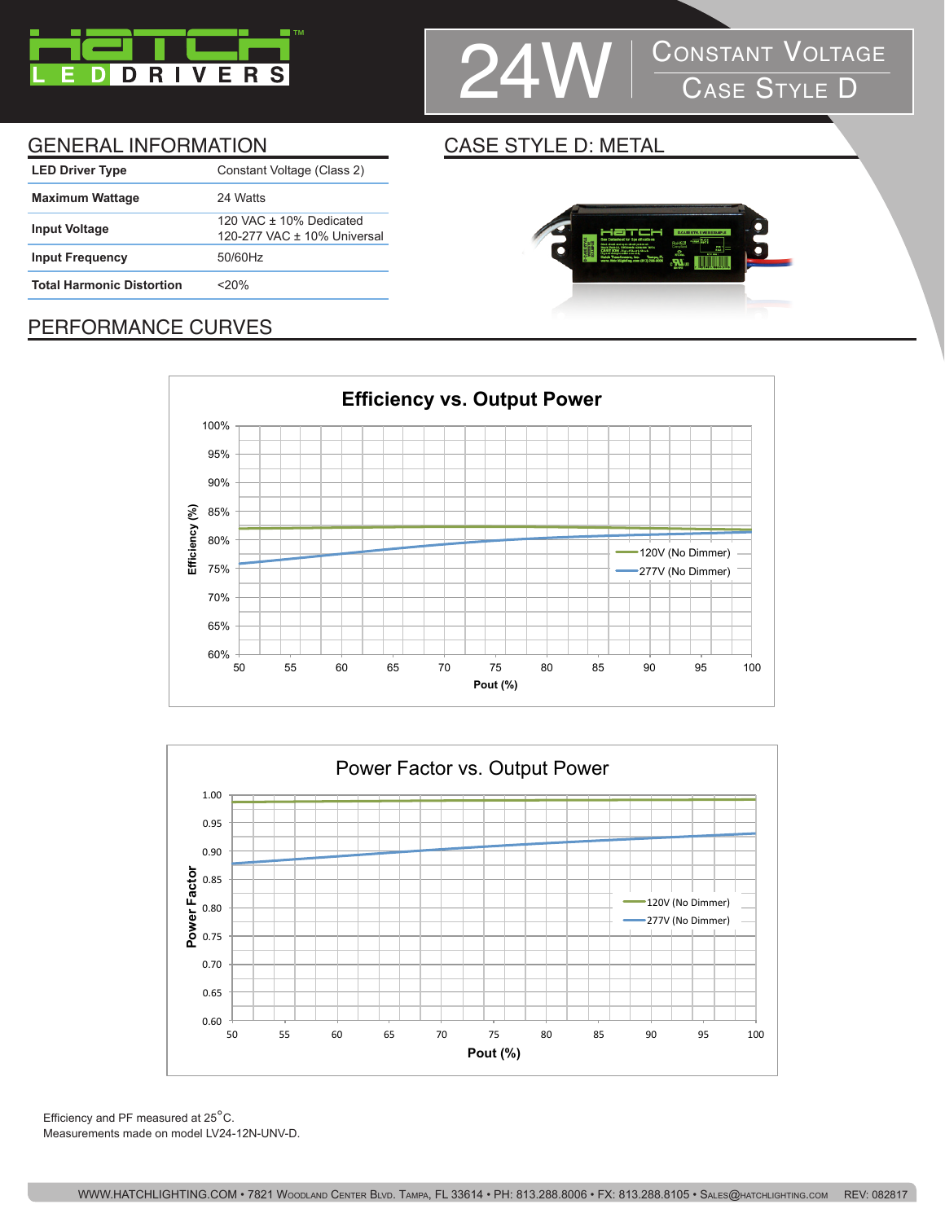# HATCH LED DRIVERS

24W CONSTANT VOLTAGE CASE STYLE D

## GENERAL INFORMATION

| | |
|---|---|
| **LED Driver Type** | Constant Voltage (Class 2) |
| **Maximum Wattage** | 24 Watts |
| **Input Voltage** | 120 VAC ± 10% Dedicated<br>120-277 VAC ± 10% Universal |
| **Input Frequency** | 50/60Hz |
| **Total Harmonic Distortion** | <20% |

## CASE STYLE D: METAL

## PERFORMANCE CURVES

**Efficiency vs. Output Power**

Efficiency (%)

100%
95%
90%
85%
80%
75%
70%
65%
60%

50 55 60 65 70 75 80 85 90 95 100

Pout (%)

120V (No Dimmer)
277V (No Dimmer)

Power Factor vs. Output Power

Power Factor

1.00
0.95
0.90
0.85
0.80
0.75
0.70
0.65
0.60

50 55 60 65 70 75 80 85 90 95 100

Pout (%)

120V (No Dimmer)
277V (No Dimmer)

Efficiency and PF measured at 25°C.
Measurements made on model LV24-12N-UNV-D.

WWW.HATCHLIGHTING.COM • 7821 WOODLAND CENTER BLVD. TAMPA, FL 33614 • PH: 813.288.8006 • FX: 813.288.8105 • SALES@HATCHLIGHTING.COM REV: 082817